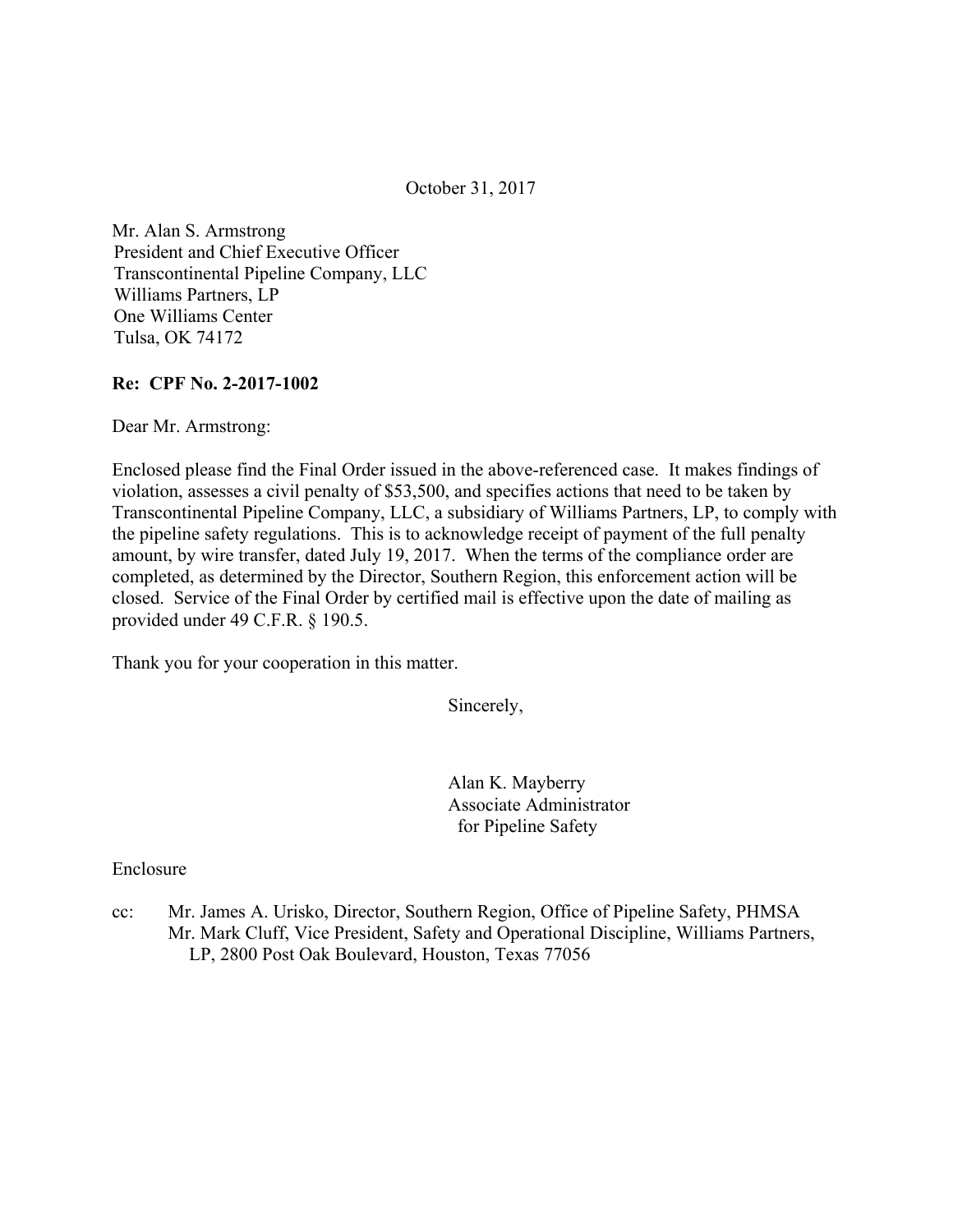October 31, 2017

Mr. Alan S. Armstrong
President and Chief Executive Officer
Transcontinental Pipeline Company, LLC
Williams Partners, LP
One Williams Center
Tulsa, OK 74172

**Re: CPF No. 2-2017-1002**

Dear Mr. Armstrong:

Enclosed please find the Final Order issued in the above-referenced case. It makes findings of violation, assesses a civil penalty of $53,500, and specifies actions that need to be taken by Transcontinental Pipeline Company, LLC, a subsidiary of Williams Partners, LP, to comply with the pipeline safety regulations. This is to acknowledge receipt of payment of the full penalty amount, by wire transfer, dated July 19, 2017. When the terms of the compliance order are completed, as determined by the Director, Southern Region, this enforcement action will be closed. Service of the Final Order by certified mail is effective upon the date of mailing as provided under 49 C.F.R. § 190.5.

Thank you for your cooperation in this matter.

Sincerely,

Alan K. Mayberry
Associate Administrator
for Pipeline Safety

Enclosure

cc: Mr. James A. Urisko, Director, Southern Region, Office of Pipeline Safety, PHMSA
Mr. Mark Cluff, Vice President, Safety and Operational Discipline, Williams Partners, LP, 2800 Post Oak Boulevard, Houston, Texas 77056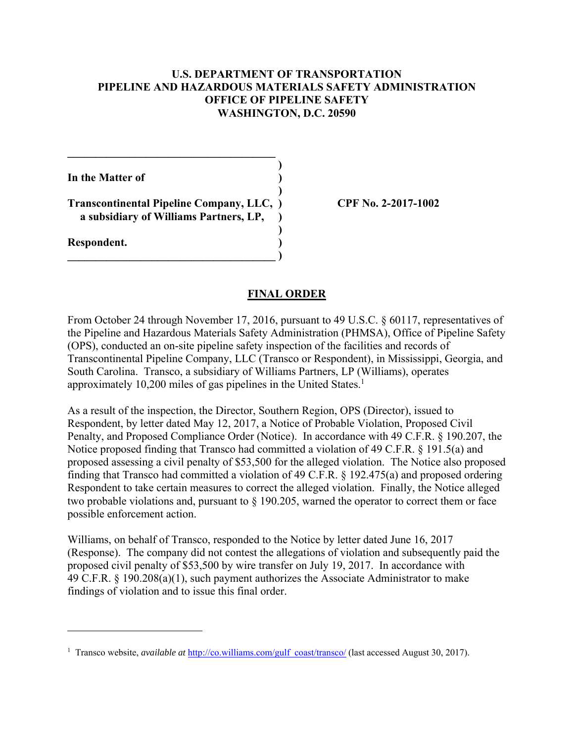**U.S. DEPARTMENT OF TRANSPORTATION**
**PIPELINE AND HAZARDOUS MATERIALS SAFETY ADMINISTRATION**
**OFFICE OF PIPELINE SAFETY**
**WASHINGTON, D.C. 20590**

| | |
|---|---|
| **In the Matter of** | |
| **Transcontinental Pipeline Company, LLC, a subsidiary of Williams Partners, LP,** | **CPF No. 2-2017-1002** |
| **Respondent.** | |

## FINAL ORDER

From October 24 through November 17, 2016, pursuant to 49 U.S.C. § 60117, representatives of the Pipeline and Hazardous Materials Safety Administration (PHMSA), Office of Pipeline Safety (OPS), conducted an on-site pipeline safety inspection of the facilities and records of Transcontinental Pipeline Company, LLC (Transco or Respondent), in Mississippi, Georgia, and South Carolina. Transco, a subsidiary of Williams Partners, LP (Williams), operates approximately 10,200 miles of gas pipelines in the United States.[1]

As a result of the inspection, the Director, Southern Region, OPS (Director), issued to Respondent, by letter dated May 12, 2017, a Notice of Probable Violation, Proposed Civil Penalty, and Proposed Compliance Order (Notice). In accordance with 49 C.F.R. § 190.207, the Notice proposed finding that Transco had committed a violation of 49 C.F.R. § 191.5(a) and proposed assessing a civil penalty of $53,500 for the alleged violation. The Notice also proposed finding that Transco had committed a violation of 49 C.F.R. § 192.475(a) and proposed ordering Respondent to take certain measures to correct the alleged violation. Finally, the Notice alleged two probable violations and, pursuant to § 190.205, warned the operator to correct them or face possible enforcement action.

Williams, on behalf of Transco, responded to the Notice by letter dated June 16, 2017 (Response). The company did not contest the allegations of violation and subsequently paid the proposed civil penalty of $53,500 by wire transfer on July 19, 2017. In accordance with 49 C.F.R. § 190.208(a)(1), such payment authorizes the Associate Administrator to make findings of violation and to issue this final order.

---

[1] Transco website, *available at* http://co.williams.com/gulf_coast/transco/ (last accessed August 30, 2017).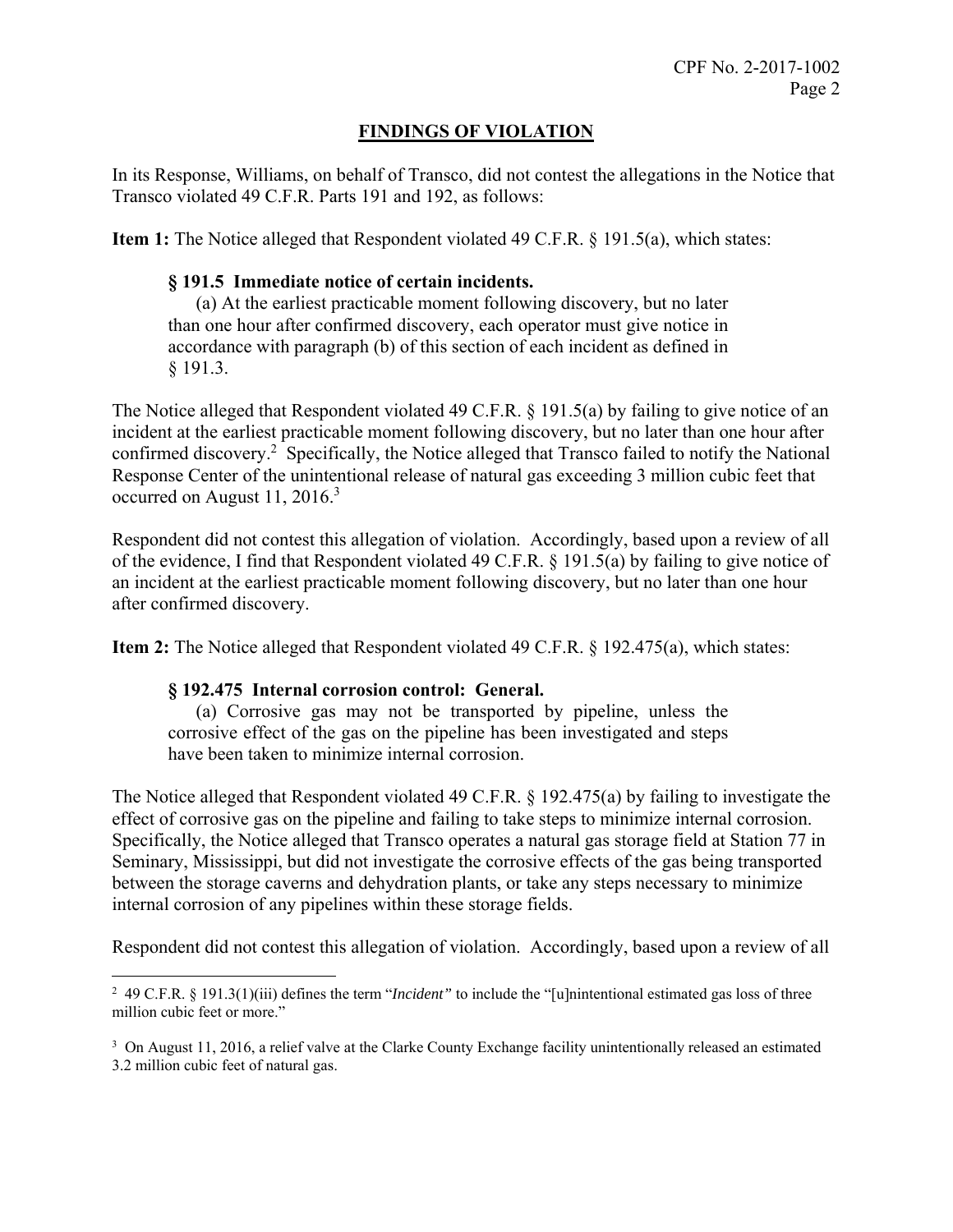## FINDINGS OF VIOLATION

In its Response, Williams, on behalf of Transco, did not contest the allegations in the Notice that Transco violated 49 C.F.R. Parts 191 and 192, as follows:

**Item 1:** The Notice alleged that Respondent violated 49 C.F.R. § 191.5(a), which states:

> **§ 191.5 Immediate notice of certain incidents.**
>
> (a) At the earliest practicable moment following discovery, but no later than one hour after confirmed discovery, each operator must give notice in accordance with paragraph (b) of this section of each incident as defined in § 191.3.

The Notice alleged that Respondent violated 49 C.F.R. § 191.5(a) by failing to give notice of an incident at the earliest practicable moment following discovery, but no later than one hour after confirmed discovery.[2] Specifically, the Notice alleged that Transco failed to notify the National Response Center of the unintentional release of natural gas exceeding 3 million cubic feet that occurred on August 11, 2016.[3]

Respondent did not contest this allegation of violation. Accordingly, based upon a review of all of the evidence, I find that Respondent violated 49 C.F.R. § 191.5(a) by failing to give notice of an incident at the earliest practicable moment following discovery, but no later than one hour after confirmed discovery.

**Item 2:** The Notice alleged that Respondent violated 49 C.F.R. § 192.475(a), which states:

> **§ 192.475 Internal corrosion control: General.**
>
> (a) Corrosive gas may not be transported by pipeline, unless the corrosive effect of the gas on the pipeline has been investigated and steps have been taken to minimize internal corrosion.

The Notice alleged that Respondent violated 49 C.F.R. § 192.475(a) by failing to investigate the effect of corrosive gas on the pipeline and failing to take steps to minimize internal corrosion. Specifically, the Notice alleged that Transco operates a natural gas storage field at Station 77 in Seminary, Mississippi, but did not investigate the corrosive effects of the gas being transported between the storage caverns and dehydration plants, or take any steps necessary to minimize internal corrosion of any pipelines within these storage fields.

Respondent did not contest this allegation of violation. Accordingly, based upon a review of all

---

[2] 49 C.F.R. § 191.3(1)(iii) defines the term "*Incident*" to include the "[u]nintentional estimated gas loss of three million cubic feet or more."

[3] On August 11, 2016, a relief valve at the Clarke County Exchange facility unintentionally released an estimated 3.2 million cubic feet of natural gas.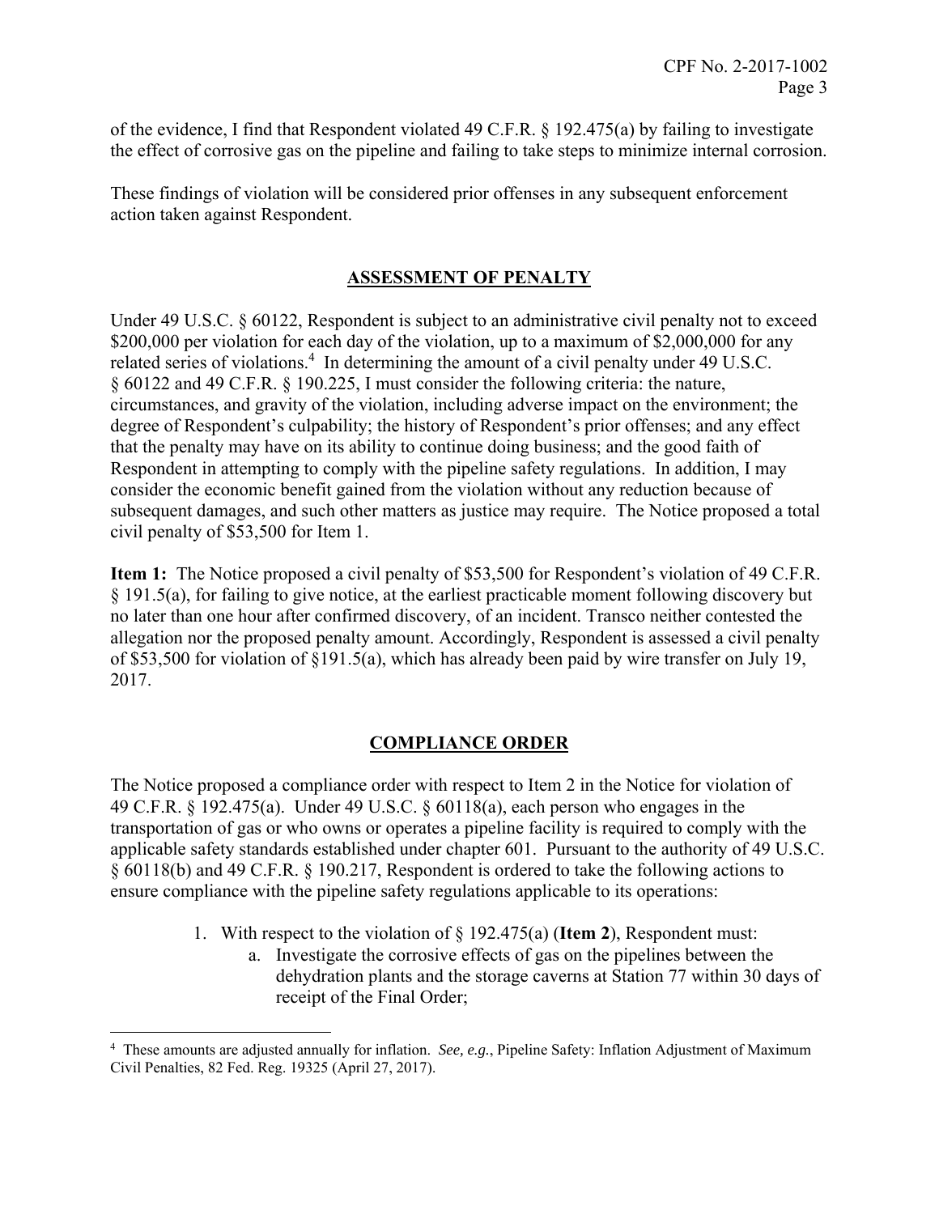of the evidence, I find that Respondent violated 49 C.F.R. § 192.475(a) by failing to investigate the effect of corrosive gas on the pipeline and failing to take steps to minimize internal corrosion.

These findings of violation will be considered prior offenses in any subsequent enforcement action taken against Respondent.

## ASSESSMENT OF PENALTY

Under 49 U.S.C. § 60122, Respondent is subject to an administrative civil penalty not to exceed \$200,000 per violation for each day of the violation, up to a maximum of \$2,000,000 for any related series of violations.[4] In determining the amount of a civil penalty under 49 U.S.C. § 60122 and 49 C.F.R. § 190.225, I must consider the following criteria: the nature, circumstances, and gravity of the violation, including adverse impact on the environment; the degree of Respondent's culpability; the history of Respondent's prior offenses; and any effect that the penalty may have on its ability to continue doing business; and the good faith of Respondent in attempting to comply with the pipeline safety regulations. In addition, I may consider the economic benefit gained from the violation without any reduction because of subsequent damages, and such other matters as justice may require. The Notice proposed a total civil penalty of \$53,500 for Item 1.

**Item 1:** The Notice proposed a civil penalty of \$53,500 for Respondent's violation of 49 C.F.R. § 191.5(a), for failing to give notice, at the earliest practicable moment following discovery but no later than one hour after confirmed discovery, of an incident. Transco neither contested the allegation nor the proposed penalty amount. Accordingly, Respondent is assessed a civil penalty of \$53,500 for violation of §191.5(a), which has already been paid by wire transfer on July 19, 2017.

## COMPLIANCE ORDER

The Notice proposed a compliance order with respect to Item 2 in the Notice for violation of 49 C.F.R. § 192.475(a). Under 49 U.S.C. § 60118(a), each person who engages in the transportation of gas or who owns or operates a pipeline facility is required to comply with the applicable safety standards established under chapter 601. Pursuant to the authority of 49 U.S.C. § 60118(b) and 49 C.F.R. § 190.217, Respondent is ordered to take the following actions to ensure compliance with the pipeline safety regulations applicable to its operations:

1. With respect to the violation of § 192.475(a) (**Item 2**), Respondent must:
   a. Investigate the corrosive effects of gas on the pipelines between the dehydration plants and the storage caverns at Station 77 within 30 days of receipt of the Final Order;

---

[4] These amounts are adjusted annually for inflation. *See, e.g.*, Pipeline Safety: Inflation Adjustment of Maximum Civil Penalties, 82 Fed. Reg. 19325 (April 27, 2017).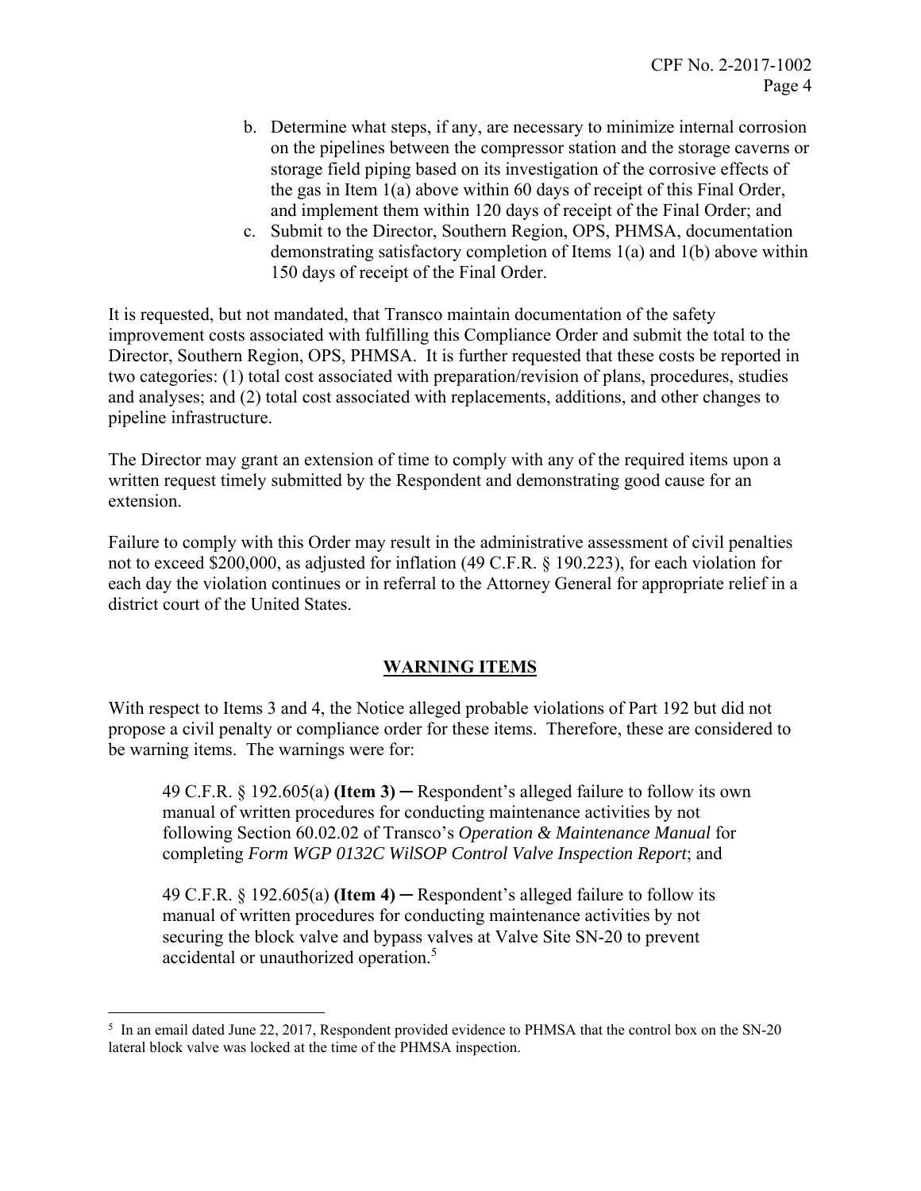b. Determine what steps, if any, are necessary to minimize internal corrosion on the pipelines between the compressor station and the storage caverns or storage field piping based on its investigation of the corrosive effects of the gas in Item 1(a) above within 60 days of receipt of this Final Order, and implement them within 120 days of receipt of the Final Order; and
c. Submit to the Director, Southern Region, OPS, PHMSA, documentation demonstrating satisfactory completion of Items 1(a) and 1(b) above within 150 days of receipt of the Final Order.

It is requested, but not mandated, that Transco maintain documentation of the safety improvement costs associated with fulfilling this Compliance Order and submit the total to the Director, Southern Region, OPS, PHMSA. It is further requested that these costs be reported in two categories: (1) total cost associated with preparation/revision of plans, procedures, studies and analyses; and (2) total cost associated with replacements, additions, and other changes to pipeline infrastructure.

The Director may grant an extension of time to comply with any of the required items upon a written request timely submitted by the Respondent and demonstrating good cause for an extension.

Failure to comply with this Order may result in the administrative assessment of civil penalties not to exceed $200,000, as adjusted for inflation (49 C.F.R. § 190.223), for each violation for each day the violation continues or in referral to the Attorney General for appropriate relief in a district court of the United States.

## WARNING ITEMS

With respect to Items 3 and 4, the Notice alleged probable violations of Part 192 but did not propose a civil penalty or compliance order for these items. Therefore, these are considered to be warning items. The warnings were for:

> 49 C.F.R. § 192.605(a) **(Item 3)** ─ Respondent's alleged failure to follow its own manual of written procedures for conducting maintenance activities by not following Section 60.02.02 of Transco's *Operation & Maintenance Manual* for completing *Form WGP 0132C WilSOP Control Valve Inspection Report*; and
>
> 49 C.F.R. § 192.605(a) **(Item 4)** ─ Respondent's alleged failure to follow its manual of written procedures for conducting maintenance activities by not securing the block valve and bypass valves at Valve Site SN-20 to prevent accidental or unauthorized operation.[5]

---

[5] In an email dated June 22, 2017, Respondent provided evidence to PHMSA that the control box on the SN-20 lateral block valve was locked at the time of the PHMSA inspection.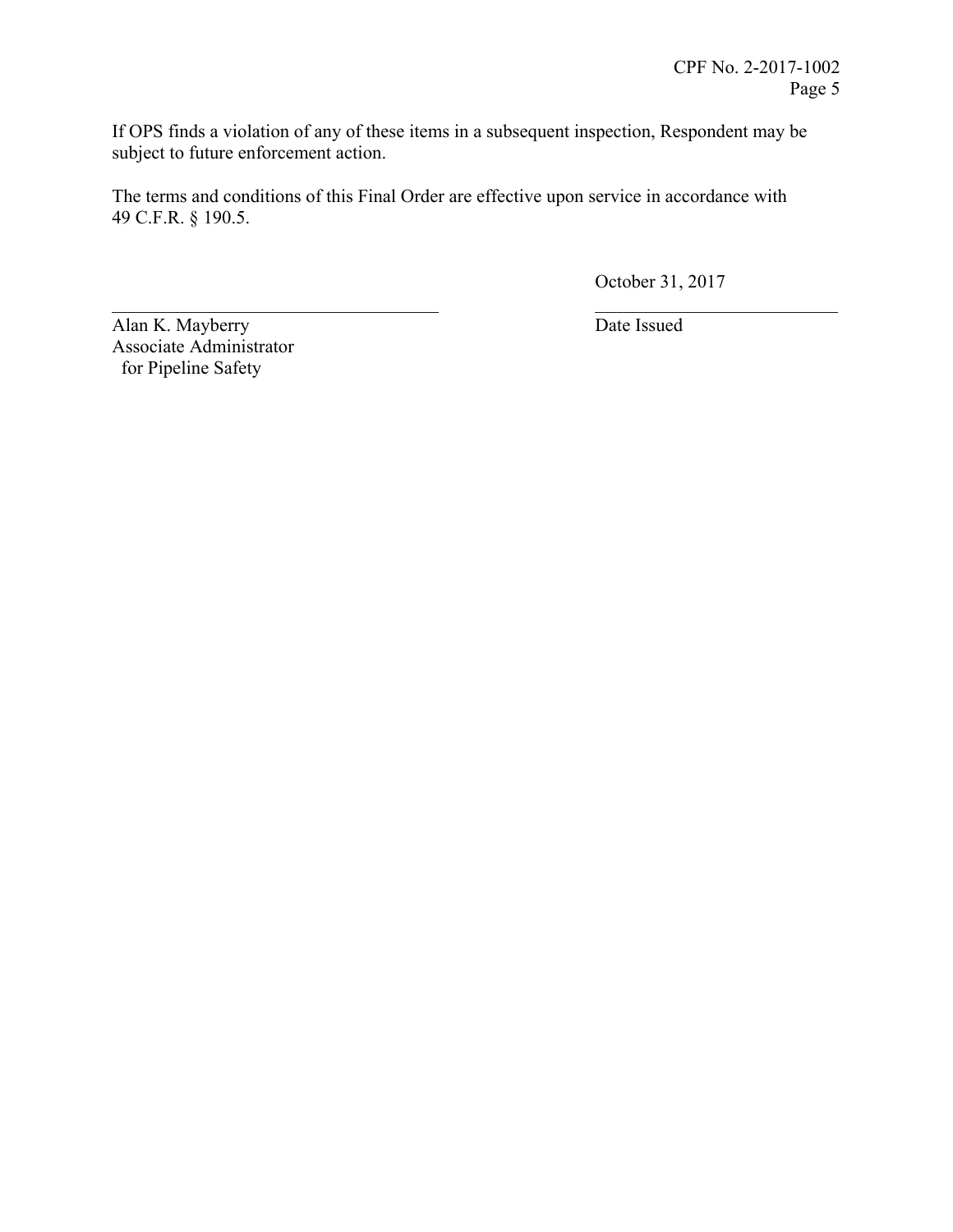If OPS finds a violation of any of these items in a subsequent inspection, Respondent may be subject to future enforcement action.

The terms and conditions of this Final Order are effective upon service in accordance with 49 C.F.R. § 190.5.

October 31, 2017

\_\_\_\_\_\_\_\_\_\_\_\_\_\_\_\_\_\_\_\_\_\_\_\_\_\_\_\_\_\_\_\_\_\_\_ \_\_\_\_\_\_\_\_\_\_\_\_\_\_\_\_\_\_\_\_\_\_\_\_\_\_

Alan K. Mayberry
Associate Administrator
for Pipeline Safety

Date Issued